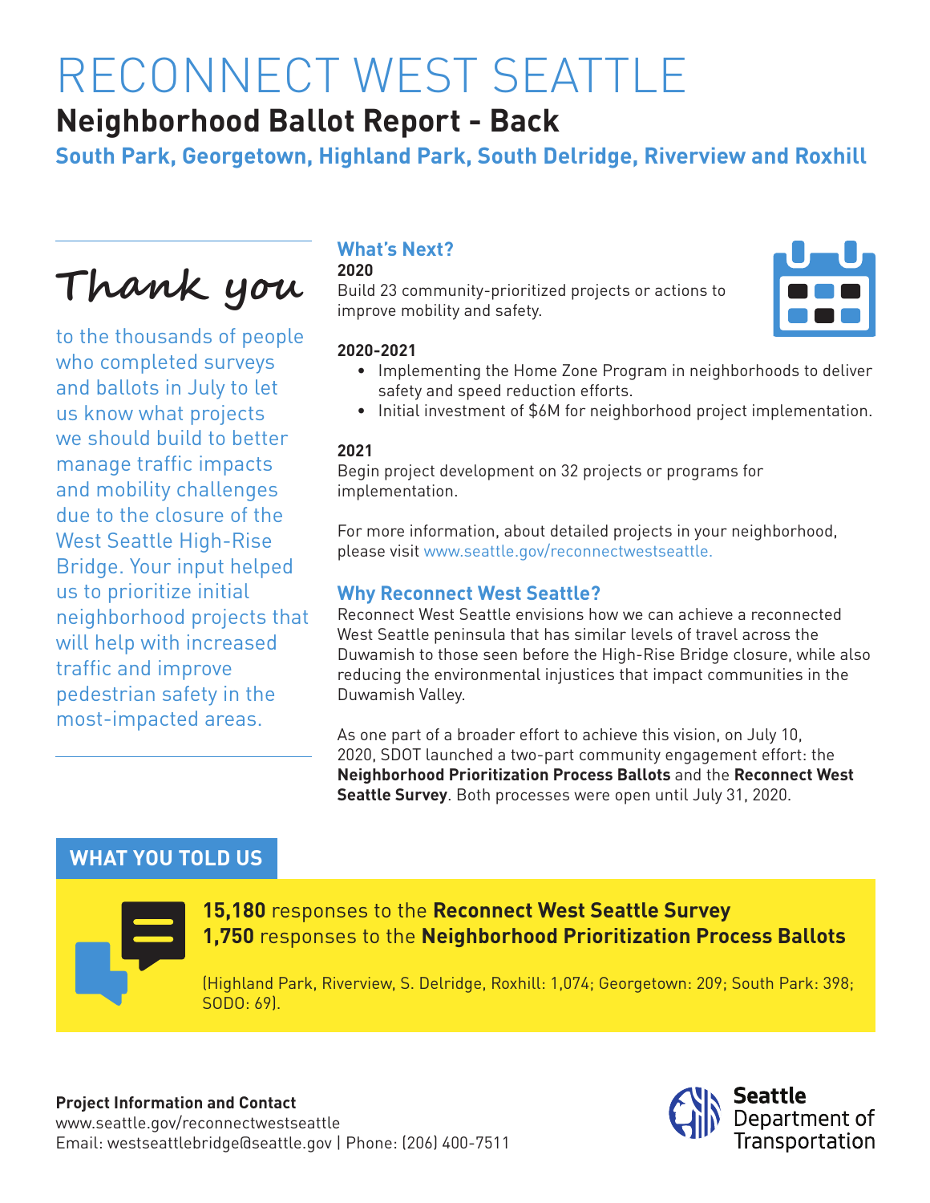# RECONNECT WEST SEATTLE

## Neighborhood Ballot Report - Back

### South Park, Georgetown, Highland Park, South Delridge, Riverview and Roxhill

**Thank you**

to the thousands of people who completed surveys and ballots in July to let us know what projects we should build to better manage traffic impacts and mobility challenges due to the closure of the West Seattle High-Rise Bridge. Your input helped us to prioritize initial neighborhood projects that will help with increased traffic and improve pedestrian safety in the most-impacted areas.

### What's Next?

**2020**

Build 23 community-prioritized projects or actions to improve mobility and safety.

**2020-2021**

- Implementing the Home Zone Program in neighborhoods to deliver safety and speed reduction efforts.
- Initial investment of $6M for neighborhood project implementation.

**2021**

Begin project development on 32 projects or programs for implementation.

For more information, about detailed projects in your neighborhood, please visit www.seattle.gov/reconnectwestseattle.

### Why Reconnect West Seattle?

Reconnect West Seattle envisions how we can achieve a reconnected West Seattle peninsula that has similar levels of travel across the Duwamish to those seen before the High-Rise Bridge closure, while also reducing the environmental injustices that impact communities in the Duwamish Valley.

As one part of a broader effort to achieve this vision, on July 10, 2020, SDOT launched a two-part community engagement effort: the **Neighborhood Prioritization Process Ballots** and the **Reconnect West Seattle Survey**. Both processes were open until July 31, 2020.

## WHAT YOU TOLD US

**15,180** responses to the **Reconnect West Seattle Survey**
**1,750** responses to the **Neighborhood Prioritization Process Ballots**

(Highland Park, Riverview, S. Delridge, Roxhill: 1,074; Georgetown: 209; South Park: 398; SODO: 69).

**Project Information and Contact**
www.seattle.gov/reconnectwestseattle
Email: westseattlebridge@seattle.gov | Phone: (206) 400-7511

Seattle Department of Transportation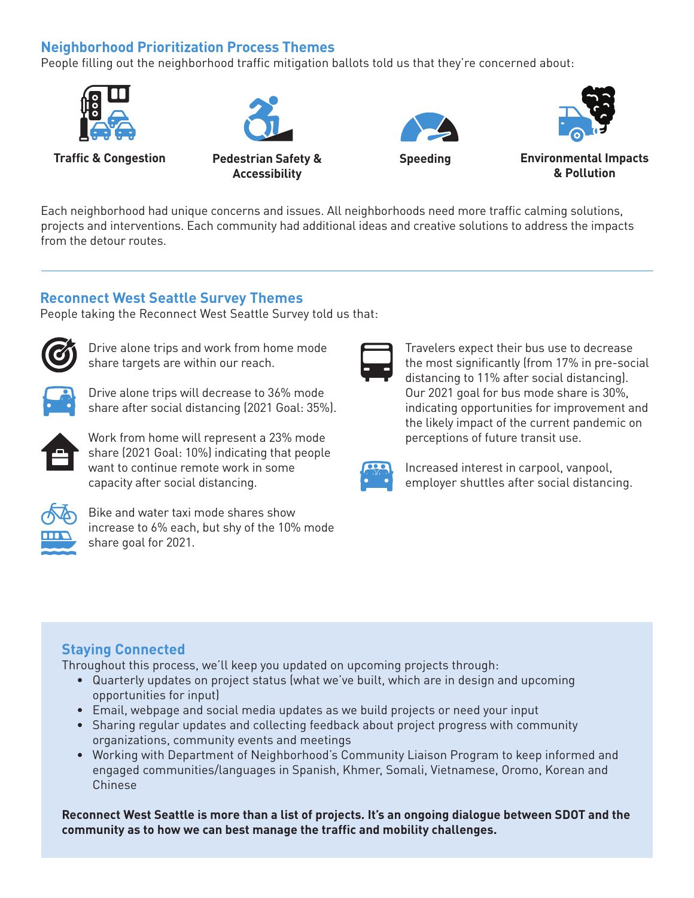## Neighborhood Prioritization Process Themes

People filling out the neighborhood traffic mitigation ballots told us that they're concerned about:

**Traffic & Congestion**

**Pedestrian Safety & Accessibility**

**Speeding**

**Environmental Impacts & Pollution**

Each neighborhood had unique concerns and issues. All neighborhoods need more traffic calming solutions, projects and interventions. Each community had additional ideas and creative solutions to address the impacts from the detour routes.

---

## Reconnect West Seattle Survey Themes

People taking the Reconnect West Seattle Survey told us that:

- Drive alone trips and work from home mode share targets are within our reach.
- Drive alone trips will decrease to 36% mode share after social distancing (2021 Goal: 35%).
- Work from home will represent a 23% mode share (2021 Goal: 10%) indicating that people want to continue remote work in some capacity after social distancing.
- Bike and water taxi mode shares show increase to 6% each, but shy of the 10% mode share goal for 2021.
- Travelers expect their bus use to decrease the most significantly (from 17% in pre-social distancing to 11% after social distancing). Our 2021 goal for bus mode share is 30%, indicating opportunities for improvement and the likely impact of the current pandemic on perceptions of future transit use.
- Increased interest in carpool, vanpool, employer shuttles after social distancing.

## Staying Connected

Throughout this process, we'll keep you updated on upcoming projects through:

- Quarterly updates on project status (what we've built, which are in design and upcoming opportunities for input)
- Email, webpage and social media updates as we build projects or need your input
- Sharing regular updates and collecting feedback about project progress with community organizations, community events and meetings
- Working with Department of Neighborhood's Community Liaison Program to keep informed and engaged communities/languages in Spanish, Khmer, Somali, Vietnamese, Oromo, Korean and Chinese

**Reconnect West Seattle is more than a list of projects. It's an ongoing dialogue between SDOT and the community as to how we can best manage the traffic and mobility challenges.**